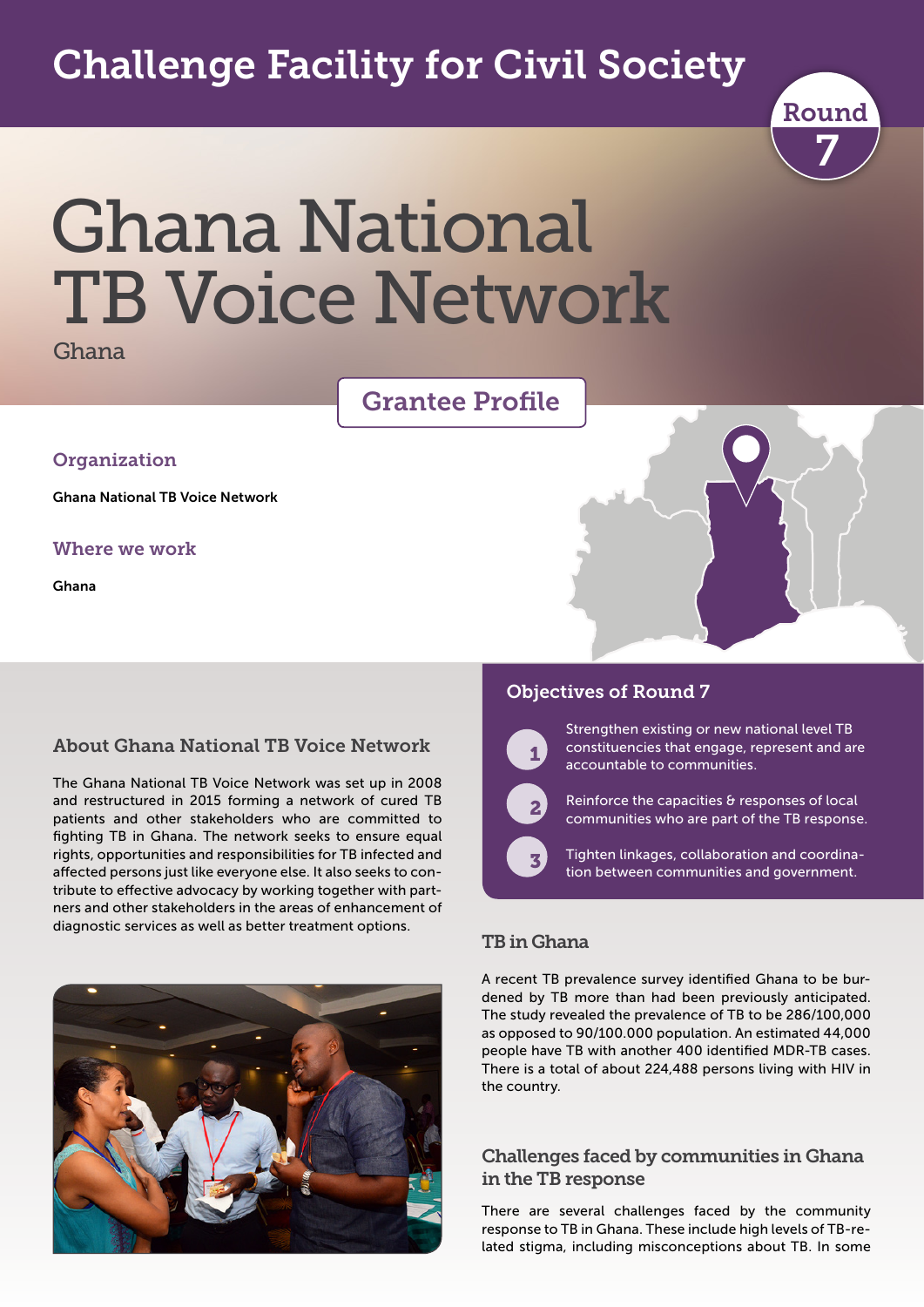# Challenge Facility for Civil Society

Round 7

# Ghana National TB Voice Network

Ghana

## Grantee Profile

### Organization

Ghana National TB Voice Network

### Where we work

Ghana

### Objectives of Round 7

1. Strengthen existing or new national level TB constituencies that engage, represent and are accountable to communities.
2. Reinforce the capacities & responses of local communities who are part of the TB response.
3. Tighten linkages, collaboration and coordination between communities and government.

### About Ghana National TB Voice Network

The Ghana National TB Voice Network was set up in 2008 and restructured in 2015 forming a network of cured TB patients and other stakeholders who are committed to fighting TB in Ghana. The network seeks to ensure equal rights, opportunities and responsibilities for TB infected and affected persons just like everyone else. It also seeks to contribute to effective advocacy by working together with partners and other stakeholders in the areas of enhancement of diagnostic services as well as better treatment options.

### TB in Ghana

A recent TB prevalence survey identified Ghana to be burdened by TB more than had been previously anticipated. The study revealed the prevalence of TB to be 286/100,000 as opposed to 90/100.000 population. An estimated 44,000 people have TB with another 400 identified MDR-TB cases. There is a total of about 224,488 persons living with HIV in the country.

### Challenges faced by communities in Ghana in the TB response

There are several challenges faced by the community response to TB in Ghana. These include high levels of TB-related stigma, including misconceptions about TB. In some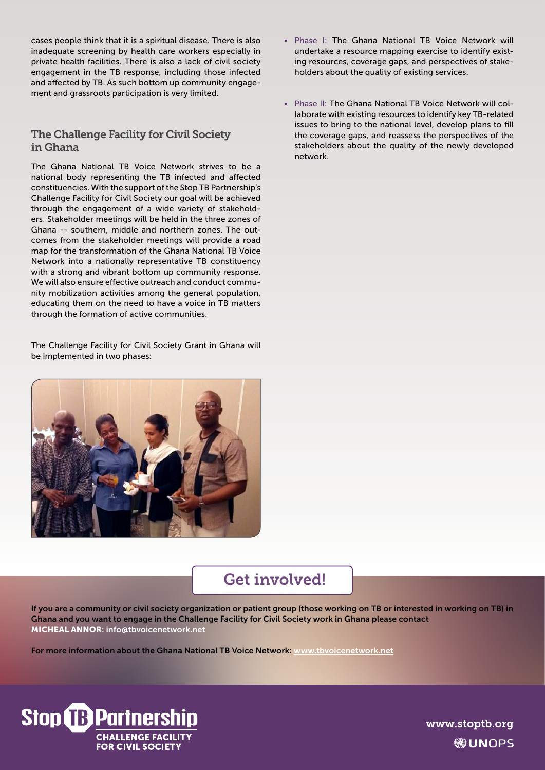cases people think that it is a spiritual disease. There is also inadequate screening by health care workers especially in private health facilities. There is also a lack of civil society engagement in the TB response, including those infected and affected by TB. As such bottom up community engagement and grassroots participation is very limited.

## The Challenge Facility for Civil Society in Ghana

The Ghana National TB Voice Network strives to be a national body representing the TB infected and affected constituencies. With the support of the Stop TB Partnership's Challenge Facility for Civil Society our goal will be achieved through the engagement of a wide variety of stakeholders. Stakeholder meetings will be held in the three zones of Ghana -- southern, middle and northern zones. The outcomes from the stakeholder meetings will provide a road map for the transformation of the Ghana National TB Voice Network into a nationally representative TB constituency with a strong and vibrant bottom up community response. We will also ensure effective outreach and conduct community mobilization activities among the general population, educating them on the need to have a voice in TB matters through the formation of active communities.

The Challenge Facility for Civil Society Grant in Ghana will be implemented in two phases:

- Phase I: The Ghana National TB Voice Network will undertake a resource mapping exercise to identify existing resources, coverage gaps, and perspectives of stakeholders about the quality of existing services.
- Phase II: The Ghana National TB Voice Network will collaborate with existing resources to identify key TB-related issues to bring to the national level, develop plans to fill the coverage gaps, and reassess the perspectives of the stakeholders about the quality of the newly developed network.

## Get involved!

**If you are a community or civil society organization or patient group (those working on TB or interested in working on TB) in Ghana and you want to engage in the Challenge Facility for Civil Society work in Ghana please contact MICHEAL ANNOR: info@tbvoicenetwork.net**

**For more information about the Ghana National TB Voice Network: www.tbvoicenetwork.net**

Stop TB Partnership
CHALLENGE FACILITY FOR CIVIL SOCIETY

www.stoptb.org
UNOPS